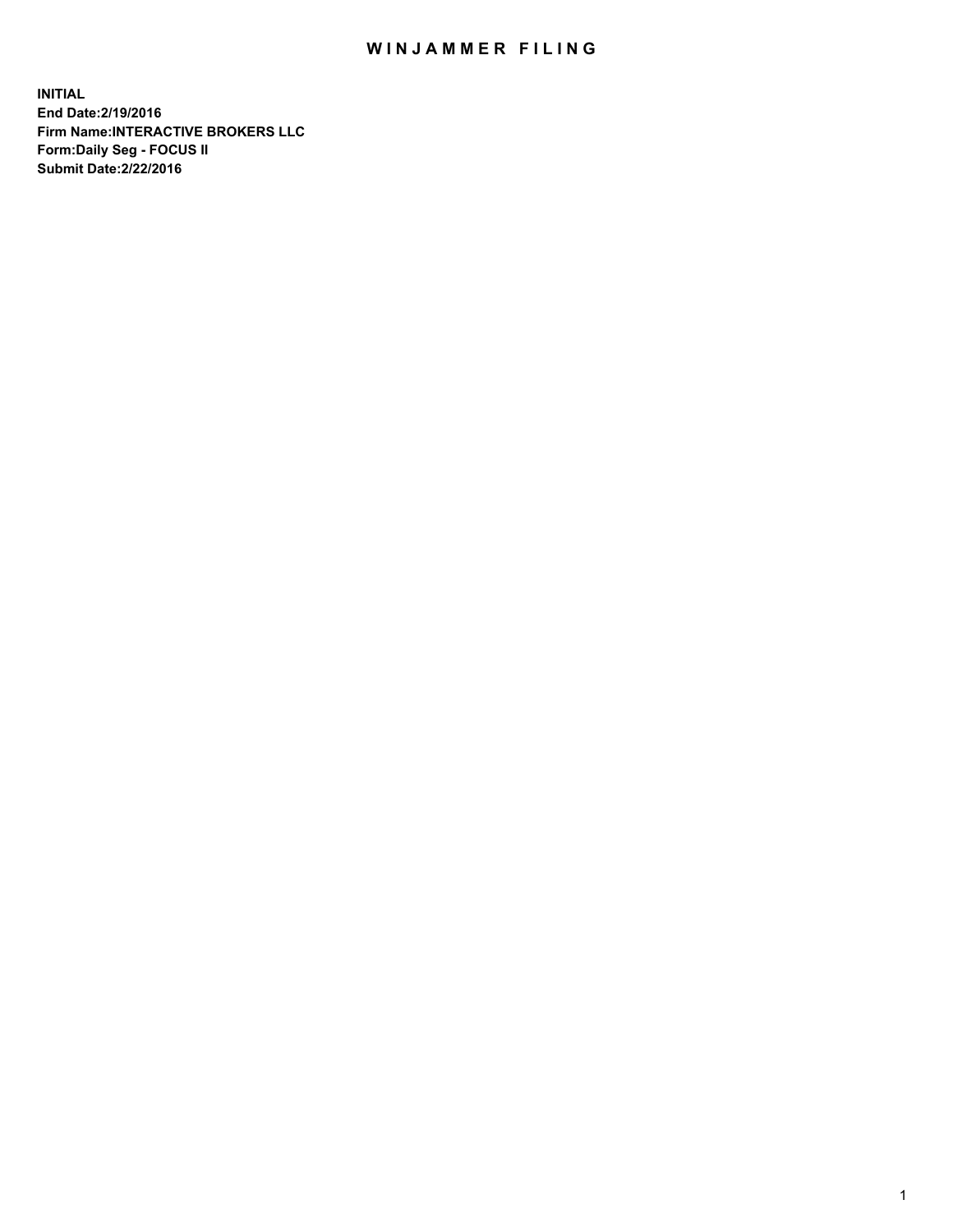# WINJAMMER FILING

**INITIAL**
**End Date:2/19/2016**
**Firm Name:INTERACTIVE BROKERS LLC**
**Form:Daily Seg - FOCUS II**
**Submit Date:2/22/2016**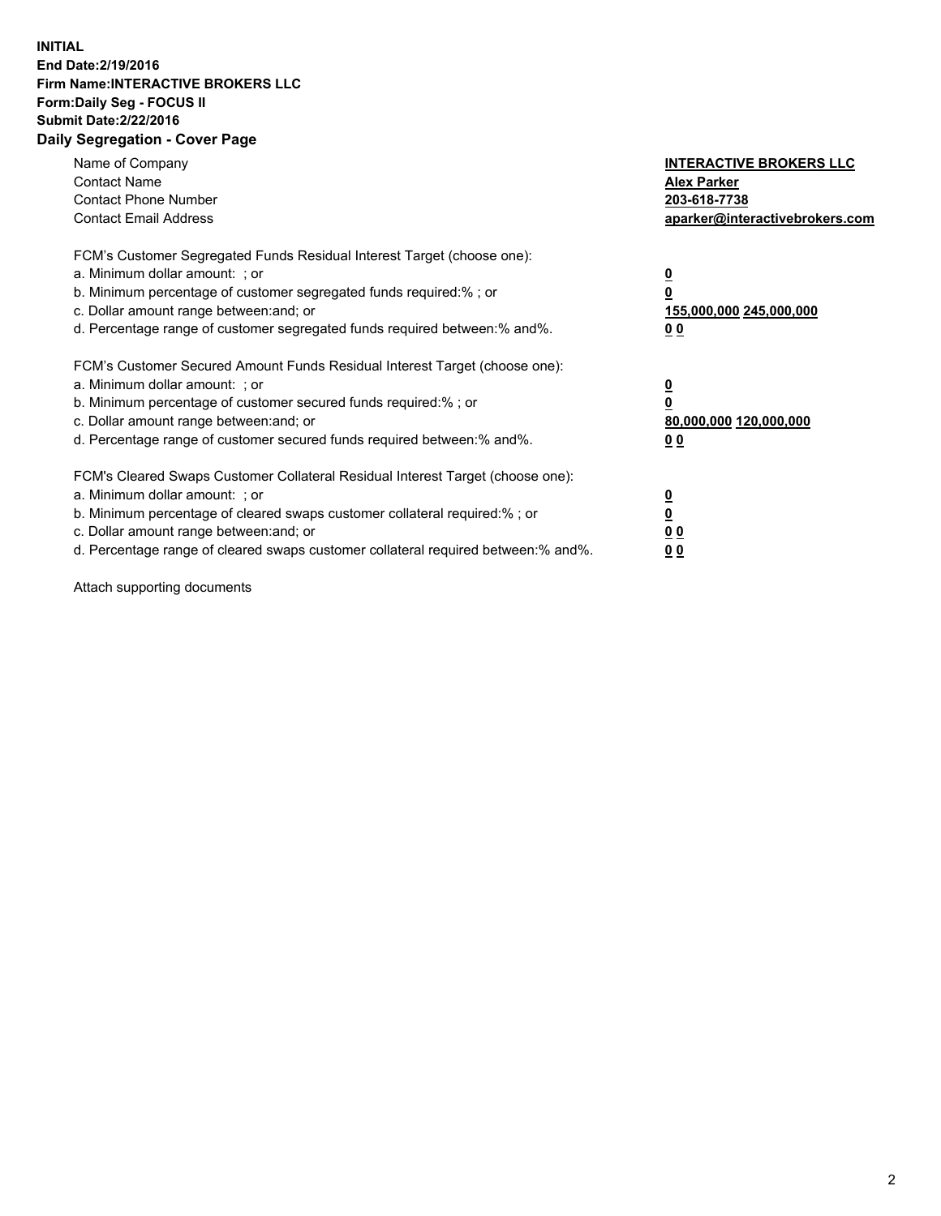**INITIAL**
**End Date:2/19/2016**
**Firm Name:INTERACTIVE BROKERS LLC**
**Form:Daily Seg - FOCUS II**
**Submit Date:2/22/2016**
**Daily Segregation - Cover Page**

| | |
|---|---|
| Name of Company | **INTERACTIVE BROKERS LLC** |
| Contact Name | **Alex Parker** |
| Contact Phone Number | **203-618-7738** |
| Contact Email Address | **aparker@interactivebrokers.com** |

| | |
|---|---|
| FCM's Customer Segregated Funds Residual Interest Target (choose one): | |
| a. Minimum dollar amount: ; or | **0** |
| b. Minimum percentage of customer segregated funds required:% ; or | **0** |
| c. Dollar amount range between:and; or | **155,000,000 245,000,000** |
| d. Percentage range of customer segregated funds required between:% and%. | **0 0** |

| | |
|---|---|
| FCM's Customer Secured Amount Funds Residual Interest Target (choose one): | |
| a. Minimum dollar amount: ; or | **0** |
| b. Minimum percentage of customer secured funds required:% ; or | **0** |
| c. Dollar amount range between:and; or | **80,000,000 120,000,000** |
| d. Percentage range of customer secured funds required between:% and%. | **0 0** |

| | |
|---|---|
| FCM's Cleared Swaps Customer Collateral Residual Interest Target (choose one): | |
| a. Minimum dollar amount: ; or | **0** |
| b. Minimum percentage of cleared swaps customer collateral required:% ; or | **0** |
| c. Dollar amount range between:and; or | **0 0** |
| d. Percentage range of cleared swaps customer collateral required between:% and%. | **0 0** |

Attach supporting documents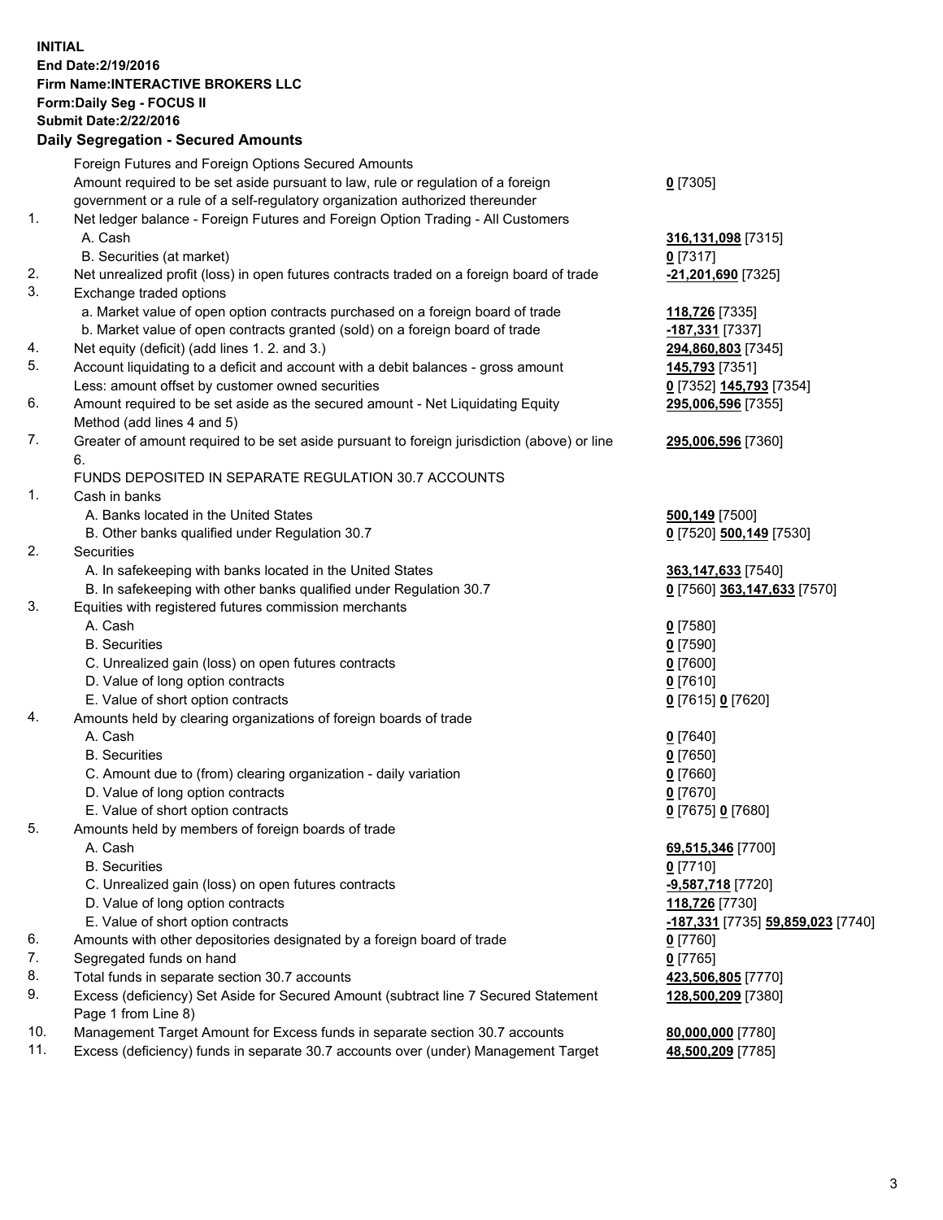**INITIAL**
**End Date:2/19/2016**
**Firm Name:INTERACTIVE BROKERS LLC**
**Form:Daily Seg - FOCUS II**
**Submit Date:2/22/2016**
## Daily Segregation - Secured Amounts

| | | |
|---|---|---|
| | Foreign Futures and Foreign Options Secured Amounts | |
| | Amount required to be set aside pursuant to law, rule or regulation of a foreign government or a rule of a self-regulatory organization authorized thereunder | **0** [7305] |
| 1. | Net ledger balance - Foreign Futures and Foreign Option Trading - All Customers | |
| | A. Cash | **316,131,098** [7315] |
| | B. Securities (at market) | **0** [7317] |
| 2. | Net unrealized profit (loss) in open futures contracts traded on a foreign board of trade | **-21,201,690** [7325] |
| 3. | Exchange traded options | |
| | a. Market value of open option contracts purchased on a foreign board of trade | **118,726** [7335] |
| | b. Market value of open contracts granted (sold) on a foreign board of trade | **-187,331** [7337] |
| 4. | Net equity (deficit) (add lines 1. 2. and 3.) | **294,860,803** [7345] |
| 5. | Account liquidating to a deficit and account with a debit balances - gross amount | **145,793** [7351] |
| | Less: amount offset by customer owned securities | **0** [7352] **145,793** [7354] |
| 6. | Amount required to be set aside as the secured amount - Net Liquidating Equity Method (add lines 4 and 5) | **295,006,596** [7355] |
| 7. | Greater of amount required to be set aside pursuant to foreign jurisdiction (above) or line 6. | **295,006,596** [7360] |
| | FUNDS DEPOSITED IN SEPARATE REGULATION 30.7 ACCOUNTS | |
| 1. | Cash in banks | |
| | A. Banks located in the United States | **500,149** [7500] |
| | B. Other banks qualified under Regulation 30.7 | **0** [7520] **500,149** [7530] |
| 2. | Securities | |
| | A. In safekeeping with banks located in the United States | **363,147,633** [7540] |
| | B. In safekeeping with other banks qualified under Regulation 30.7 | **0** [7560] **363,147,633** [7570] |
| 3. | Equities with registered futures commission merchants | |
| | A. Cash | **0** [7580] |
| | B. Securities | **0** [7590] |
| | C. Unrealized gain (loss) on open futures contracts | **0** [7600] |
| | D. Value of long option contracts | **0** [7610] |
| | E. Value of short option contracts | **0** [7615] **0** [7620] |
| 4. | Amounts held by clearing organizations of foreign boards of trade | |
| | A. Cash | **0** [7640] |
| | B. Securities | **0** [7650] |
| | C. Amount due to (from) clearing organization - daily variation | **0** [7660] |
| | D. Value of long option contracts | **0** [7670] |
| | E. Value of short option contracts | **0** [7675] **0** [7680] |
| 5. | Amounts held by members of foreign boards of trade | |
| | A. Cash | **69,515,346** [7700] |
| | B. Securities | **0** [7710] |
| | C. Unrealized gain (loss) on open futures contracts | **-9,587,718** [7720] |
| | D. Value of long option contracts | **118,726** [7730] |
| | E. Value of short option contracts | **-187,331** [7735] **59,859,023** [7740] |
| 6. | Amounts with other depositories designated by a foreign board of trade | **0** [7760] |
| 7. | Segregated funds on hand | **0** [7765] |
| 8. | Total funds in separate section 30.7 accounts | **423,506,805** [7770] |
| 9. | Excess (deficiency) Set Aside for Secured Amount (subtract line 7 Secured Statement Page 1 from Line 8) | **128,500,209** [7380] |
| 10. | Management Target Amount for Excess funds in separate section 30.7 accounts | **80,000,000** [7780] |
| 11. | Excess (deficiency) funds in separate 30.7 accounts over (under) Management Target | **48,500,209** [7785] |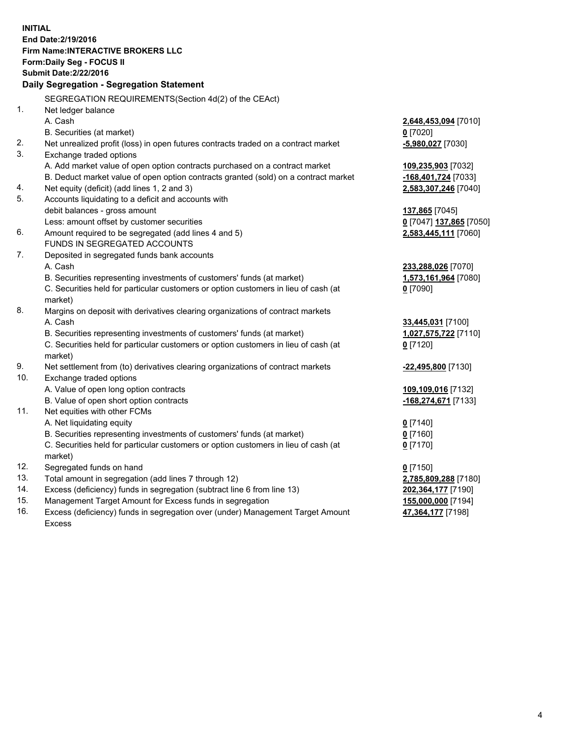**INITIAL**
**End Date:2/19/2016**
**Firm Name:INTERACTIVE BROKERS LLC**
**Form:Daily Seg - FOCUS II**
**Submit Date:2/22/2016**

**Daily Segregation - Segregation Statement**

SEGREGATION REQUIREMENTS(Section 4d(2) of the CEAct)

| | | |
|---|---|---|
| 1. | Net ledger balance | |
| | A. Cash | **2,648,453,094** [7010] |
| | B. Securities (at market) | **0** [7020] |
| 2. | Net unrealized profit (loss) in open futures contracts traded on a contract market | **-5,980,027** [7030] |
| 3. | Exchange traded options | |
| | A. Add market value of open option contracts purchased on a contract market | **109,235,903** [7032] |
| | B. Deduct market value of open option contracts granted (sold) on a contract market | **-168,401,724** [7033] |
| 4. | Net equity (deficit) (add lines 1, 2 and 3) | **2,583,307,246** [7040] |
| 5. | Accounts liquidating to a deficit and accounts with | |
| | debit balances - gross amount | **137,865** [7045] |
| | Less: amount offset by customer securities | **0** [7047] **137,865** [7050] |
| 6. | Amount required to be segregated (add lines 4 and 5) | **2,583,445,111** [7060] |
| | FUNDS IN SEGREGATED ACCOUNTS | |
| 7. | Deposited in segregated funds bank accounts | |
| | A. Cash | **233,288,026** [7070] |
| | B. Securities representing investments of customers' funds (at market) | **1,573,161,964** [7080] |
| | C. Securities held for particular customers or option customers in lieu of cash (at market) | **0** [7090] |
| 8. | Margins on deposit with derivatives clearing organizations of contract markets | |
| | A. Cash | **33,445,031** [7100] |
| | B. Securities representing investments of customers' funds (at market) | **1,027,575,722** [7110] |
| | C. Securities held for particular customers or option customers in lieu of cash (at market) | **0** [7120] |
| 9. | Net settlement from (to) derivatives clearing organizations of contract markets | **-22,495,800** [7130] |
| 10. | Exchange traded options | |
| | A. Value of open long option contracts | **109,109,016** [7132] |
| | B. Value of open short option contracts | **-168,274,671** [7133] |
| 11. | Net equities with other FCMs | |
| | A. Net liquidating equity | **0** [7140] |
| | B. Securities representing investments of customers' funds (at market) | **0** [7160] |
| | C. Securities held for particular customers or option customers in lieu of cash (at market) | **0** [7170] |
| 12. | Segregated funds on hand | **0** [7150] |
| 13. | Total amount in segregation (add lines 7 through 12) | **2,785,809,288** [7180] |
| 14. | Excess (deficiency) funds in segregation (subtract line 6 from line 13) | **202,364,177** [7190] |
| 15. | Management Target Amount for Excess funds in segregation | **155,000,000** [7194] |
| 16. | Excess (deficiency) funds in segregation over (under) Management Target Amount Excess | **47,364,177** [7198] |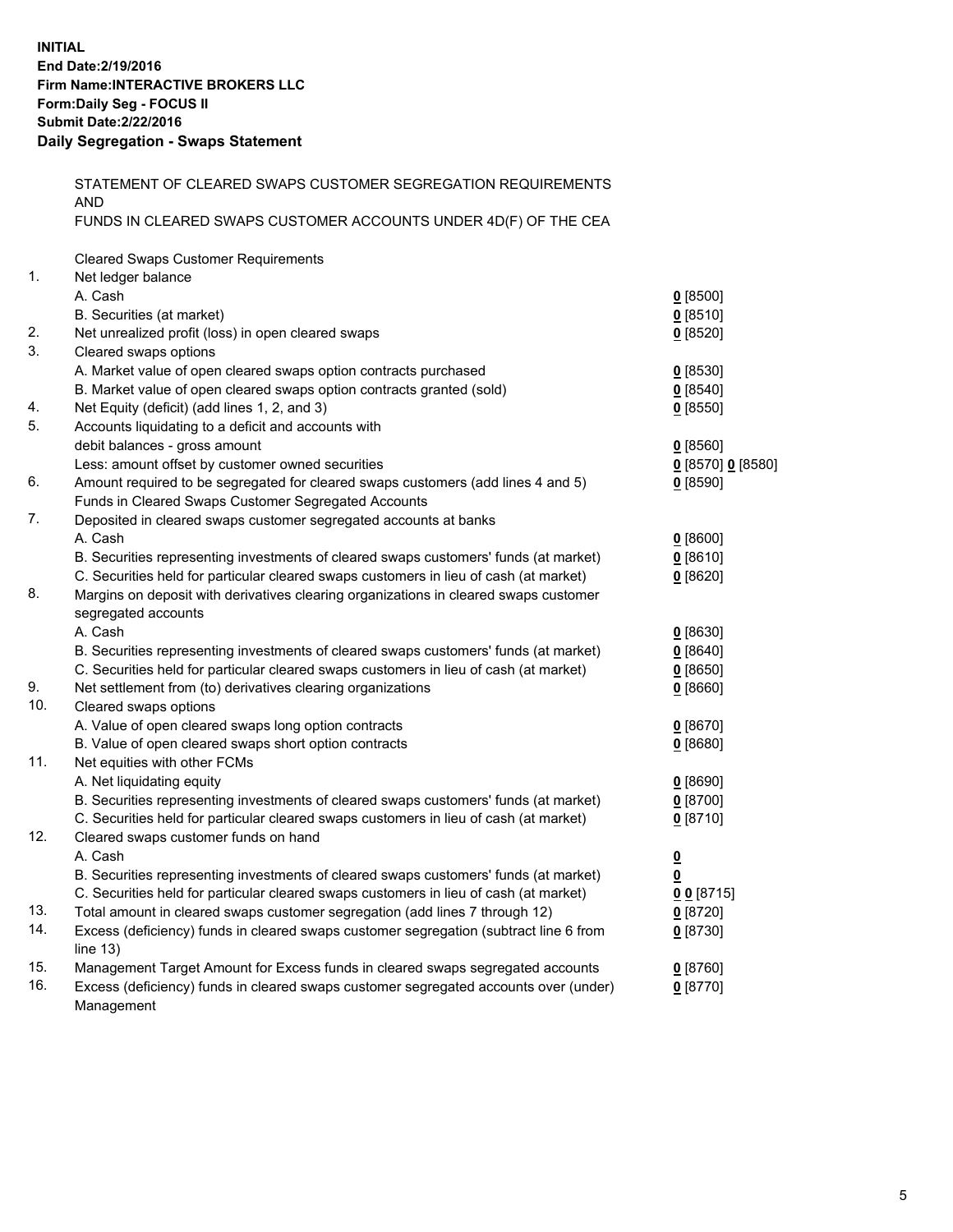**INITIAL**
**End Date:2/19/2016**
**Firm Name:INTERACTIVE BROKERS LLC**
**Form:Daily Seg - FOCUS II**
**Submit Date:2/22/2016**
**Daily Segregation - Swaps Statement**

STATEMENT OF CLEARED SWAPS CUSTOMER SEGREGATION REQUIREMENTS
AND
FUNDS IN CLEARED SWAPS CUSTOMER ACCOUNTS UNDER 4D(F) OF THE CEA

| | | |
|---|---|---|
| | Cleared Swaps Customer Requirements | |
| 1. | Net ledger balance | |
| | A. Cash | 0 [8500] |
| | B. Securities (at market) | 0 [8510] |
| 2. | Net unrealized profit (loss) in open cleared swaps | 0 [8520] |
| 3. | Cleared swaps options | |
| | A. Market value of open cleared swaps option contracts purchased | 0 [8530] |
| | B. Market value of open cleared swaps option contracts granted (sold) | 0 [8540] |
| 4. | Net Equity (deficit) (add lines 1, 2, and 3) | 0 [8550] |
| 5. | Accounts liquidating to a deficit and accounts with | |
| | debit balances - gross amount | 0 [8560] |
| | Less: amount offset by customer owned securities | 0 [8570] 0 [8580] |
| 6. | Amount required to be segregated for cleared swaps customers (add lines 4 and 5) | 0 [8590] |
| | Funds in Cleared Swaps Customer Segregated Accounts | |
| 7. | Deposited in cleared swaps customer segregated accounts at banks | |
| | A. Cash | 0 [8600] |
| | B. Securities representing investments of cleared swaps customers' funds (at market) | 0 [8610] |
| | C. Securities held for particular cleared swaps customers in lieu of cash (at market) | 0 [8620] |
| 8. | Margins on deposit with derivatives clearing organizations in cleared swaps customer segregated accounts | |
| | A. Cash | 0 [8630] |
| | B. Securities representing investments of cleared swaps customers' funds (at market) | 0 [8640] |
| | C. Securities held for particular cleared swaps customers in lieu of cash (at market) | 0 [8650] |
| 9. | Net settlement from (to) derivatives clearing organizations | 0 [8660] |
| 10. | Cleared swaps options | |
| | A. Value of open cleared swaps long option contracts | 0 [8670] |
| | B. Value of open cleared swaps short option contracts | 0 [8680] |
| 11. | Net equities with other FCMs | |
| | A. Net liquidating equity | 0 [8690] |
| | B. Securities representing investments of cleared swaps customers' funds (at market) | 0 [8700] |
| | C. Securities held for particular cleared swaps customers in lieu of cash (at market) | 0 [8710] |
| 12. | Cleared swaps customer funds on hand | |
| | A. Cash | 0 |
| | B. Securities representing investments of cleared swaps customers' funds (at market) | 0 |
| | C. Securities held for particular cleared swaps customers in lieu of cash (at market) | 0 0 [8715] |
| 13. | Total amount in cleared swaps customer segregation (add lines 7 through 12) | 0 [8720] |
| 14. | Excess (deficiency) funds in cleared swaps customer segregation (subtract line 6 from line 13) | 0 [8730] |
| 15. | Management Target Amount for Excess funds in cleared swaps segregated accounts | 0 [8760] |
| 16. | Excess (deficiency) funds in cleared swaps customer segregated accounts over (under) Management | 0 [8770] |